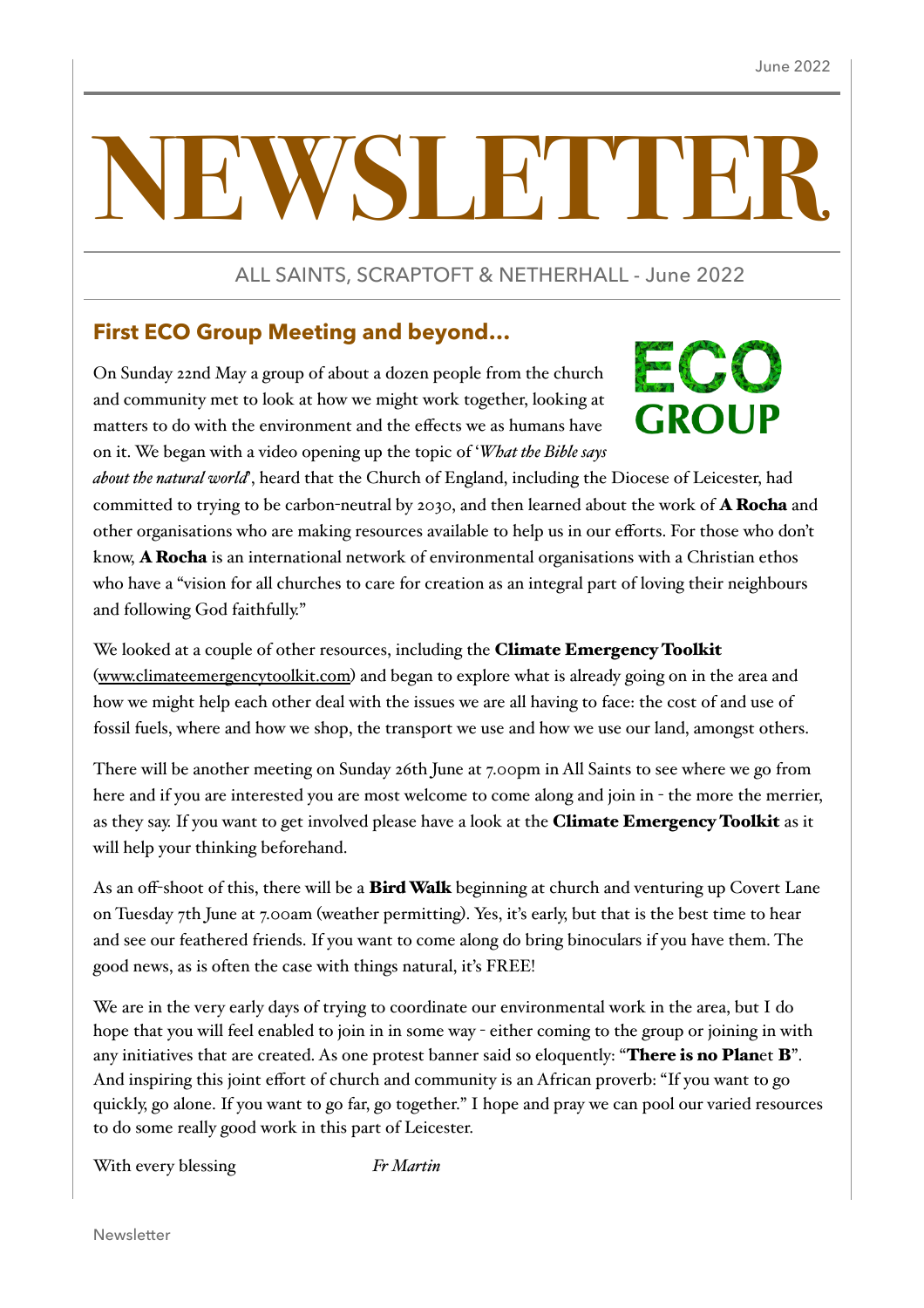# NEWSLETTER

ALL SAINTS, SCRAPTOFT & NETHERHALL - June 2022

## First ECO Group Meeting and beyond…

ECO GROUP

On Sunday 22nd May a group of about a dozen people from the church and community met to look at how we might work together, looking at matters to do with the environment and the effects we as humans have on it. We began with a video opening up the topic of '*What the Bible says about the natural world*', heard that the Church of England, including the Diocese of Leicester, had committed to trying to be carbon-neutral by 2030, and then learned about the work of **A Rocha** and other organisations who are making resources available to help us in our efforts. For those who don't know, **A Rocha** is an international network of environmental organisations with a Christian ethos who have a "vision for all churches to care for creation as an integral part of loving their neighbours and following God faithfully."

We looked at a couple of other resources, including the **Climate Emergency Toolkit** (www.climateemergencytoolkit.com) and began to explore what is already going on in the area and how we might help each other deal with the issues we are all having to face: the cost of and use of fossil fuels, where and how we shop, the transport we use and how we use our land, amongst others.

There will be another meeting on Sunday 26th June at 7.00pm in All Saints to see where we go from here and if you are interested you are most welcome to come along and join in - the more the merrier, as they say. If you want to get involved please have a look at the **Climate Emergency Toolkit** as it will help your thinking beforehand.

As an off-shoot of this, there will be a **Bird Walk** beginning at church and venturing up Covert Lane on Tuesday 7th June at 7.00am (weather permitting). Yes, it's early, but that is the best time to hear and see our feathered friends. If you want to come along do bring binoculars if you have them. The good news, as is often the case with things natural, it's FREE!

We are in the very early days of trying to coordinate our environmental work in the area, but I do hope that you will feel enabled to join in in some way - either coming to the group or joining in with any initiatives that are created. As one protest banner said so eloquently: "**There is no Plan**et **B**". And inspiring this joint effort of church and community is an African proverb: "If you want to go quickly, go alone. If you want to go far, go together." I hope and pray we can pool our varied resources to do some really good work in this part of Leicester.

With every blessing *Fr Martin*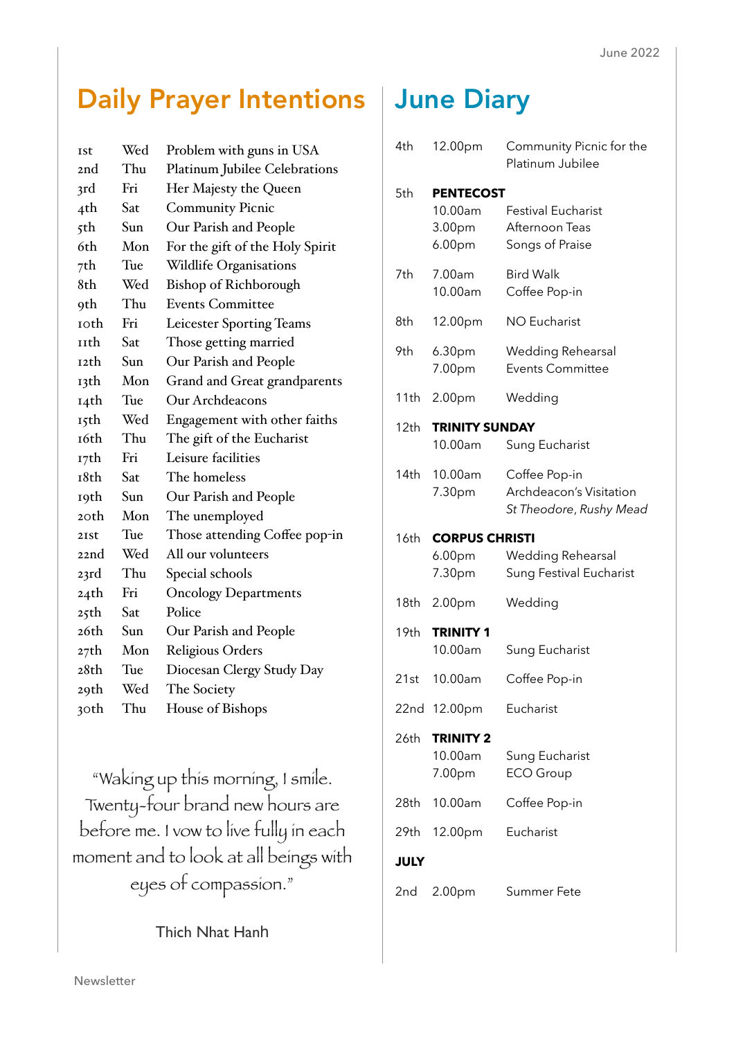# Daily Prayer Intentions

| | | |
|---|---|---|
| 1st | Wed | Problem with guns in USA |
| 2nd | Thu | Platinum Jubilee Celebrations |
| 3rd | Fri | Her Majesty the Queen |
| 4th | Sat | Community Picnic |
| 5th | Sun | Our Parish and People |
| 6th | Mon | For the gift of the Holy Spirit |
| 7th | Tue | Wildlife Organisations |
| 8th | Wed | Bishop of Richborough |
| 9th | Thu | Events Committee |
| 10th | Fri | Leicester Sporting Teams |
| 11th | Sat | Those getting married |
| 12th | Sun | Our Parish and People |
| 13th | Mon | Grand and Great grandparents |
| 14th | Tue | Our Archdeacons |
| 15th | Wed | Engagement with other faiths |
| 16th | Thu | The gift of the Eucharist |
| 17th | Fri | Leisure facilities |
| 18th | Sat | The homeless |
| 19th | Sun | Our Parish and People |
| 20th | Mon | The unemployed |
| 21st | Tue | Those attending Coffee pop-in |
| 22nd | Wed | All our volunteers |
| 23rd | Thu | Special schools |
| 24th | Fri | Oncology Departments |
| 25th | Sat | Police |
| 26th | Sun | Our Parish and People |
| 27th | Mon | Religious Orders |
| 28th | Tue | Diocesan Clergy Study Day |
| 29th | Wed | The Society |
| 30th | Thu | House of Bishops |

"Waking up this morning, I smile. Twenty-four brand new hours are before me. I vow to live fully in each moment and to look at all beings with eyes of compassion."

Thich Nhat Hanh

# June Diary

| | | |
|---|---|---|
| 4th | 12.00pm | Community Picnic for the Platinum Jubilee |
| 5th | **PENTECOST** | |
| | 10.00am | Festival Eucharist |
| | 3.00pm | Afternoon Teas |
| | 6.00pm | Songs of Praise |
| 7th | 7.00am | Bird Walk |
| | 10.00am | Coffee Pop-in |
| 8th | 12.00pm | NO Eucharist |
| 9th | 6.30pm | Wedding Rehearsal |
| | 7.00pm | Events Committee |
| 11th | 2.00pm | Wedding |
| 12th | **TRINITY SUNDAY** | |
| | 10.00am | Sung Eucharist |
| 14th | 10.00am | Coffee Pop-in |
| | 7.30pm | Archdeacon's Visitation *St Theodore, Rushy Mead* |
| 16th | **CORPUS CHRISTI** | |
| | 6.00pm | Wedding Rehearsal |
| | 7.30pm | Sung Festival Eucharist |
| 18th | 2.00pm | Wedding |
| 19th | **TRINITY 1** | |
| | 10.00am | Sung Eucharist |
| 21st | 10.00am | Coffee Pop-in |
| 22nd | 12.00pm | Eucharist |
| 26th | **TRINITY 2** | |
| | 10.00am | Sung Eucharist |
| | 7.00pm | ECO Group |
| 28th | 10.00am | Coffee Pop-in |
| 29th | 12.00pm | Eucharist |

**JULY**

| | | |
|---|---|---|
| 2nd | 2.00pm | Summer Fete |